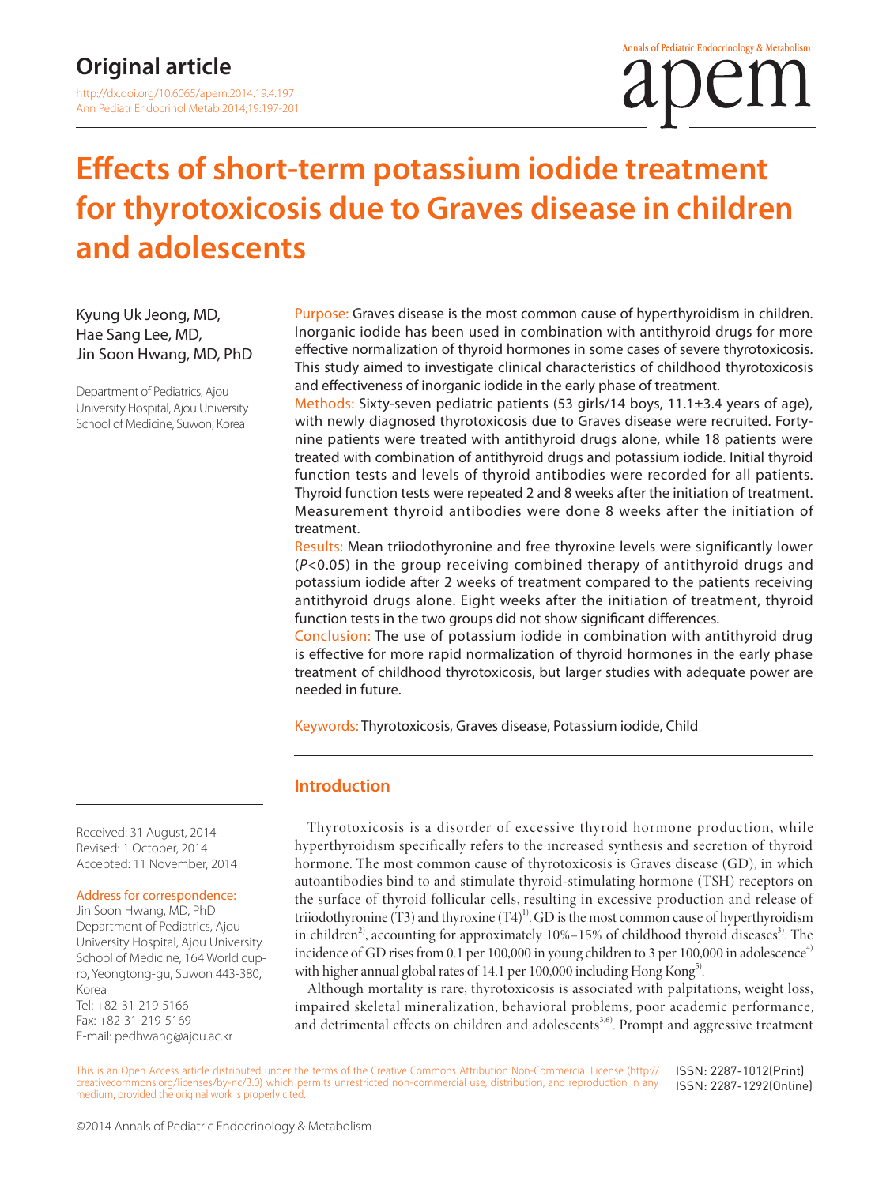# Original article

http://dx.doi.org/10.6065/apem.2014.19.4.197

# Effects of short-term potassium iodide treatment for thyrotoxicosis due to Graves disease in children and adolescents

Kyung Uk Jeong, MD, Hae Sang Lee, MD, Jin Soon Hwang, MD, PhD

Department of Pediatrics, Ajou University Hospital, Ajou University School of Medicine, Suwon, Korea

**Purpose:** Graves disease is the most common cause of hyperthyroidism in children. Inorganic iodide has been used in combination with antithyroid drugs for more effective normalization of thyroid hormones in some cases of severe thyrotoxicosis. This study aimed to investigate clinical characteristics of childhood thyrotoxicosis and effectiveness of inorganic iodide in the early phase of treatment.

**Methods:** Sixty-seven pediatric patients (53 girls/14 boys, 11.1±3.4 years of age), with newly diagnosed thyrotoxicosis due to Graves disease were recruited. Forty-nine patients were treated with antithyroid drugs alone, while 18 patients were treated with combination of antithyroid drugs and potassium iodide. Initial thyroid function tests and levels of thyroid antibodies were recorded for all patients. Thyroid function tests were repeated 2 and 8 weeks after the initiation of treatment. Measurement thyroid antibodies were done 8 weeks after the initiation of treatment.

**Results:** Mean triiodothyronine and free thyroxine levels were significantly lower ($P<0.05$) in the group receiving combined therapy of antithyroid drugs and potassium iodide after 2 weeks of treatment compared to the patients receiving antithyroid drugs alone. Eight weeks after the initiation of treatment, thyroid function tests in the two groups did not show significant differences.

**Conclusion:** The use of potassium iodide in combination with antithyroid drug is effective for more rapid normalization of thyroid hormones in the early phase treatment of childhood thyrotoxicosis, but larger studies with adequate power are needed in future.

**Keywords:** Thyrotoxicosis, Graves disease, Potassium iodide, Child

Received: 31 August, 2014
Revised: 1 October, 2014
Accepted: 11 November, 2014

Address for correspondence:
Jin Soon Hwang, MD, PhD
Department of Pediatrics, Ajou University Hospital, Ajou University School of Medicine, 164 World cup-ro, Yeongtong-gu, Suwon 443-380, Korea
Tel: +82-31-219-5166
Fax: +82-31-219-5169
E-mail: pedhwang@ajou.ac.kr

## Introduction

Thyrotoxicosis is a disorder of excessive thyroid hormone production, while hyperthyroidism specifically refers to the increased synthesis and secretion of thyroid hormone. The most common cause of thyrotoxicosis is Graves disease (GD), in which autoantibodies bind to and stimulate thyroid-stimulating hormone (TSH) receptors on the surface of thyroid follicular cells, resulting in excessive production and release of triiodothyronine (T3) and thyroxine (T4)[1]. GD is the most common cause of hyperthyroidism in children[2], accounting for approximately 10%–15% of childhood thyroid diseases[3]. The incidence of GD rises from 0.1 per 100,000 in young children to 3 per 100,000 in adolescence[4] with higher annual global rates of 14.1 per 100,000 including Hong Kong[5].

Although mortality is rare, thyrotoxicosis is associated with palpitations, weight loss, impaired skeletal mineralization, behavioral problems, poor academic performance, and detrimental effects on children and adolescents[3,6]. Prompt and aggressive treatment

This is an Open Access article distributed under the terms of the Creative Commons Attribution Non-Commercial License (http://creativecommons.org/licenses/by-nc/3.0) which permits unrestricted non-commercial use, distribution, and reproduction in any medium, provided the original work is properly cited.

ISSN: 2287-1012(Print)
ISSN: 2287-1292(Online)

©2014 Annals of Pediatric Endocrinology & Metabolism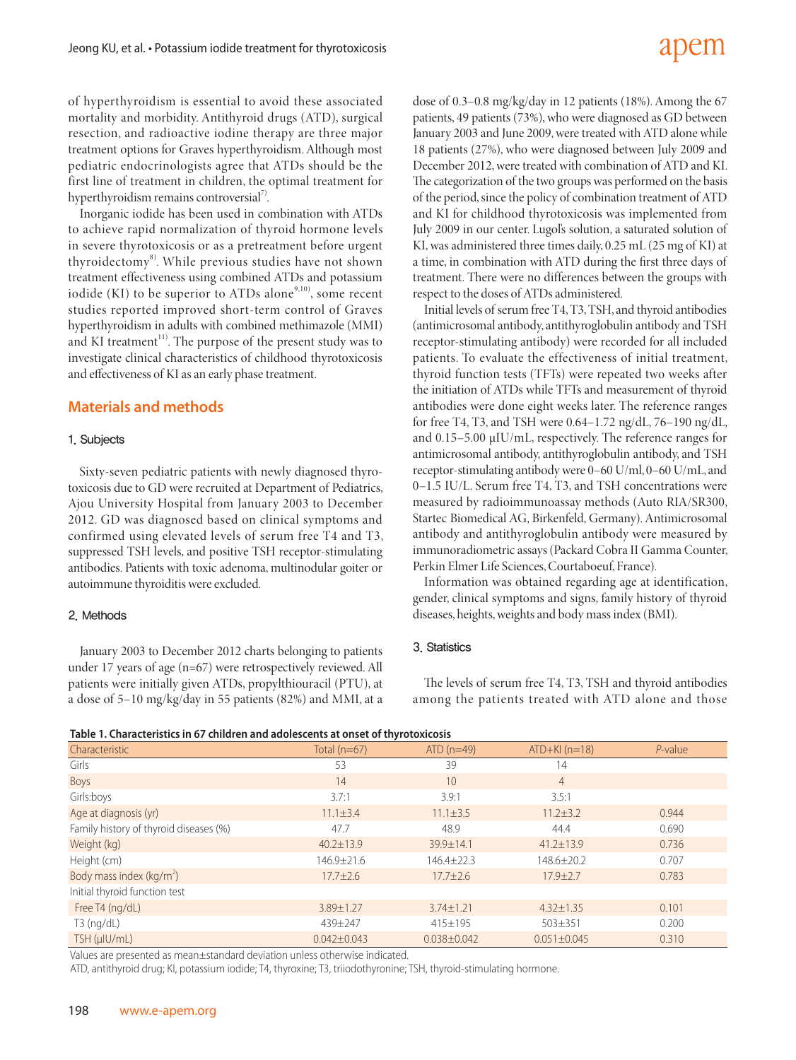of hyperthyroidism is essential to avoid these associated mortality and morbidity. Antithyroid drugs (ATD), surgical resection, and radioactive iodine therapy are three major treatment options for Graves hyperthyroidism. Although most pediatric endocrinologists agree that ATDs should be the first line of treatment in children, the optimal treatment for hyperthyroidism remains controversial[7].

Inorganic iodide has been used in combination with ATDs to achieve rapid normalization of thyroid hormone levels in severe thyrotoxicosis or as a pretreatment before urgent thyroidectomy[8]. While previous studies have not shown treatment effectiveness using combined ATDs and potassium iodide (KI) to be superior to ATDs alone[9,10], some recent studies reported improved short-term control of Graves hyperthyroidism in adults with combined methimazole (MMI) and KI treatment[11]. The purpose of the present study was to investigate clinical characteristics of childhood thyrotoxicosis and effectiveness of KI as an early phase treatment.

## Materials and methods

### 1. Subjects

Sixty-seven pediatric patients with newly diagnosed thyrotoxicosis due to GD were recruited at Department of Pediatrics, Ajou University Hospital from January 2003 to December 2012. GD was diagnosed based on clinical symptoms and confirmed using elevated levels of serum free T4 and T3, suppressed TSH levels, and positive TSH receptor-stimulating antibodies. Patients with toxic adenoma, multinodular goiter or autoimmune thyroiditis were excluded.

### 2. Methods

January 2003 to December 2012 charts belonging to patients under 17 years of age (n=67) were retrospectively reviewed. All patients were initially given ATDs, propylthiouracil (PTU), at a dose of 5–10 mg/kg/day in 55 patients (82%) and MMI, at a dose of 0.3–0.8 mg/kg/day in 12 patients (18%). Among the 67 patients, 49 patients (73%), who were diagnosed as GD between January 2003 and June 2009, were treated with ATD alone while 18 patients (27%), who were diagnosed between July 2009 and December 2012, were treated with combination of ATD and KI. The categorization of the two groups was performed on the basis of the period, since the policy of combination treatment of ATD and KI for childhood thyrotoxicosis was implemented from July 2009 in our center. Lugol's solution, a saturated solution of KI, was administered three times daily, 0.25 mL (25 mg of KI) at a time, in combination with ATD during the first three days of treatment. There were no differences between the groups with respect to the doses of ATDs administered.

Initial levels of serum free T4, T3, TSH, and thyroid antibodies (antimicrosomal antibody, antithyroglobulin antibody and TSH receptor-stimulating antibody) were recorded for all included patients. To evaluate the effectiveness of initial treatment, thyroid function tests (TFTs) were repeated two weeks after the initiation of ATDs while TFTs and measurement of thyroid antibodies were done eight weeks later. The reference ranges for free T4, T3, and TSH were 0.64–1.72 ng/dL, 76–190 ng/dL, and 0.15–5.00 μIU/mL, respectively. The reference ranges for antimicrosomal antibody, antithyroglobulin antibody, and TSH receptor-stimulating antibody were 0–60 U/ml, 0–60 U/mL, and 0–1.5 IU/L. Serum free T4, T3, and TSH concentrations were measured by radioimmunoassay methods (Auto RIA/SR300, Startec Biomedical AG, Birkenfeld, Germany). Antimicrosomal antibody and antithyroglobulin antibody were measured by immunoradiometric assays (Packard Cobra II Gamma Counter, Perkin Elmer Life Sciences, Courtaboeuf, France).

Information was obtained regarding age at identification, gender, clinical symptoms and signs, family history of thyroid diseases, heights, weights and body mass index (BMI).

### 3. Statistics

The levels of serum free T4, T3, TSH and thyroid antibodies among the patients treated with ATD alone and those

**Table 1. Characteristics in 67 children and adolescents at onset of thyrotoxicosis**

| Characteristic | Total (n=67) | ATD (n=49) | ATD+KI (n=18) | *P*-value |
|---|---|---|---|---|
| Girls | 53 | 39 | 14 | |
| Boys | 14 | 10 | 4 | |
| Girls:boys | 3.7:1 | 3.9:1 | 3.5:1 | |
| Age at diagnosis (yr) | 11.1±3.4 | 11.1±3.5 | 11.2±3.2 | 0.944 |
| Family history of thyroid diseases (%) | 47.7 | 48.9 | 44.4 | 0.690 |
| Weight (kg) | 40.2±13.9 | 39.9±14.1 | 41.2±13.9 | 0.736 |
| Height (cm) | 146.9±21.6 | 146.4±22.3 | 148.6±20.2 | 0.707 |
| Body mass index (kg/m$^2$) | 17.7±2.6 | 17.7±2.6 | 17.9±2.7 | 0.783 |
| Initial thyroid function test | | | | |
| Free T4 (ng/dL) | 3.89±1.27 | 3.74±1.21 | 4.32±1.35 | 0.101 |
| T3 (ng/dL) | 439±247 | 415±195 | 503±351 | 0.200 |
| TSH (μIU/mL) | 0.042±0.043 | 0.038±0.042 | 0.051±0.045 | 0.310 |

Values are presented as mean±standard deviation unless otherwise indicated.

ATD, antithyroid drug; KI, potassium iodide; T4, thyroxine; T3, triiodothyronine; TSH, thyroid-stimulating hormone.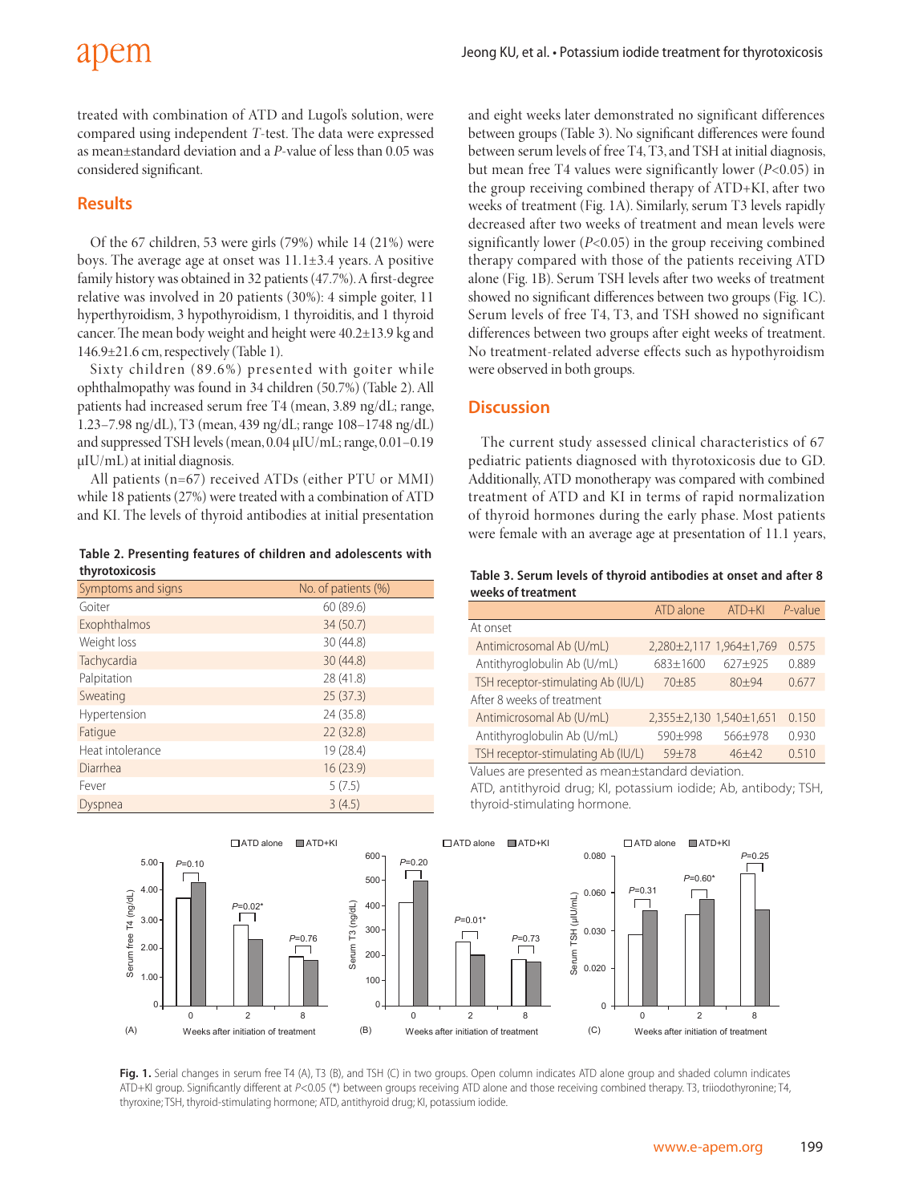treated with combination of ATD and Lugol's solution, were compared using independent *T*-test. The data were expressed as mean±standard deviation and a *P*-value of less than 0.05 was considered significant.

## Results

Of the 67 children, 53 were girls (79%) while 14 (21%) were boys. The average age at onset was 11.1±3.4 years. A positive family history was obtained in 32 patients (47.7%). A first-degree relative was involved in 20 patients (30%): 4 simple goiter, 11 hyperthyroidism, 3 hypothyroidism, 1 thyroiditis, and 1 thyroid cancer. The mean body weight and height were 40.2±13.9 kg and 146.9±21.6 cm, respectively (Table 1).

Sixty children (89.6%) presented with goiter while ophthalmopathy was found in 34 children (50.7%) (Table 2). All patients had increased serum free T4 (mean, 3.89 ng/dL; range, 1.23–7.98 ng/dL), T3 (mean, 439 ng/dL; range 108–1748 ng/dL) and suppressed TSH levels (mean, 0.04 μIU/mL; range, 0.01–0.19 μIU/mL) at initial diagnosis.

All patients (n=67) received ATDs (either PTU or MMI) while 18 patients (27%) were treated with a combination of ATD and KI. The levels of thyroid antibodies at initial presentation and eight weeks later demonstrated no significant differences between groups (Table 3). No significant differences were found between serum levels of free T4, T3, and TSH at initial diagnosis, but mean free T4 values were significantly lower (*P*<0.05) in the group receiving combined therapy of ATD+KI, after two weeks of treatment (Fig. 1A). Similarly, serum T3 levels rapidly decreased after two weeks of treatment and mean levels were significantly lower (*P*<0.05) in the group receiving combined therapy compared with those of the patients receiving ATD alone (Fig. 1B). Serum TSH levels after two weeks of treatment showed no significant differences between two groups (Fig. 1C). Serum levels of free T4, T3, and TSH showed no significant differences between two groups after eight weeks of treatment. No treatment-related adverse effects such as hypothyroidism were observed in both groups.

**Table 2. Presenting features of children and adolescents with thyrotoxicosis**

| Symptoms and signs | No. of patients (%) |
|---|---|
| Goiter | 60 (89.6) |
| Exophthalmos | 34 (50.7) |
| Weight loss | 30 (44.8) |
| Tachycardia | 30 (44.8) |
| Palpitation | 28 (41.8) |
| Sweating | 25 (37.3) |
| Hypertension | 24 (35.8) |
| Fatigue | 22 (32.8) |
| Heat intolerance | 19 (28.4) |
| Diarrhea | 16 (23.9) |
| Fever | 5 (7.5) |
| Dyspnea | 3 (4.5) |

**Table 3. Serum levels of thyroid antibodies at onset and after 8 weeks of treatment**

| | ATD alone | ATD+KI | *P*-value |
|---|---|---|---|
| At onset | | | |
| Antimicrosomal Ab (U/mL) | 2,280±2,117 | 1,964±1,769 | 0.575 |
| Antithyroglobulin Ab (U/mL) | 683±1600 | 627±925 | 0.889 |
| TSH receptor-stimulating Ab (IU/L) | 70±85 | 80±94 | 0.677 |
| After 8 weeks of treatment | | | |
| Antimicrosomal Ab (U/mL) | 2,355±2,130 | 1,540±1,651 | 0.150 |
| Antithyroglobulin Ab (U/mL) | 590±998 | 566±978 | 0.930 |
| TSH receptor-stimulating Ab (IU/L) | 59±78 | 46±42 | 0.510 |

Values are presented as mean±standard deviation.
ATD, antithyroid drug; KI, potassium iodide; Ab, antibody; TSH, thyroid-stimulating hormone.

## Discussion

The current study assessed clinical characteristics of 67 pediatric patients diagnosed with thyrotoxicosis due to GD. Additionally, ATD monotherapy was compared with combined treatment of ATD and KI in terms of rapid normalization of thyroid hormones during the early phase. Most patients were female with an average age at presentation of 11.1 years,

(A)
ATD alone
ATD+KI
Serum free T4 (ng/dL)
5.00
4.00
3.00
2.00
1.00
0
P=0.10
P=0.02*
P=0.76
0
2
8
Weeks after initiation of treatment

(B)
ATD alone
ATD+KI
Serum T3 (ng/dL)
600
500
400
300
200
100
0
P=0.20
P=0.01*
P=0.73
0
2
8
Weeks after initiation of treatment

(C)
ATD alone
ATD+KI
Serum TSH (μIU/mL)
0.080
0.060
0.030
0.020
0
P=0.31
P=0.60*
P=0.25
0
2
8
Weeks after initiation of treatment

**Fig. 1.** Serial changes in serum free T4 (A), T3 (B), and TSH (C) in two groups. Open column indicates ATD alone group and shaded column indicates ATD+KI group. Significantly different at *P*<0.05 (*) between groups receiving ATD alone and those receiving combined therapy. T3, triiodothyronine; T4, thyroxine; TSH, thyroid-stimulating hormone; ATD, antithyroid drug; KI, potassium iodide.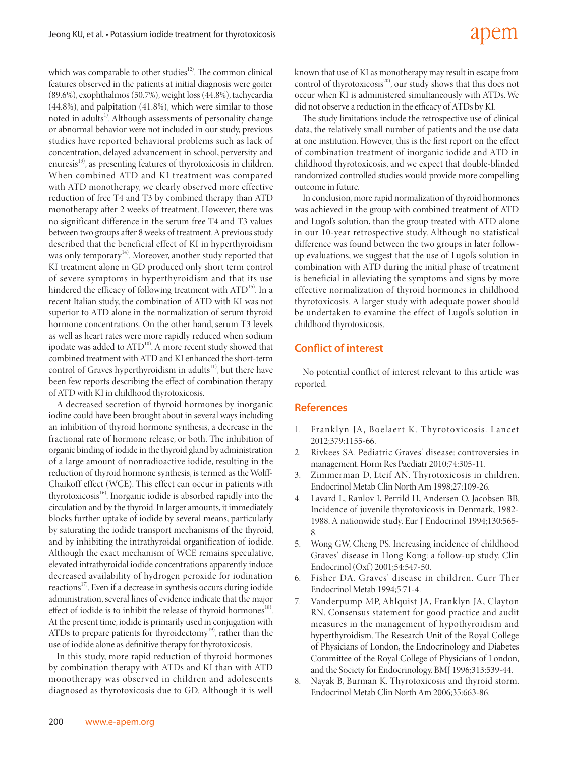which was comparable to other studies[12]. The common clinical features observed in the patients at initial diagnosis were goiter (89.6%), exophthalmos (50.7%), weight loss (44.8%), tachycardia (44.8%), and palpitation (41.8%), which were similar to those noted in adults[1]. Although assessments of personality change or abnormal behavior were not included in our study, previous studies have reported behavioral problems such as lack of concentration, delayed advancement in school, perversity and enuresis[13], as presenting features of thyrotoxicosis in children. When combined ATD and KI treatment was compared with ATD monotherapy, we clearly observed more effective reduction of free T4 and T3 by combined therapy than ATD monotherapy after 2 weeks of treatment. However, there was no significant difference in the serum free T4 and T3 values between two groups after 8 weeks of treatment. A previous study described that the beneficial effect of KI in hyperthyroidism was only temporary[14]. Moreover, another study reported that KI treatment alone in GD produced only short term control of severe symptoms in hyperthyroidism and that its use hindered the efficacy of following treatment with ATD[15]. In a recent Italian study, the combination of ATD with KI was not superior to ATD alone in the normalization of serum thyroid hormone concentrations. On the other hand, serum T3 levels as well as heart rates were more rapidly reduced when sodium ipodate was added to ATD[10]. A more recent study showed that combined treatment with ATD and KI enhanced the short-term control of Graves hyperthyroidism in adults[11], but there have been few reports describing the effect of combination therapy of ATD with KI in childhood thyrotoxicosis.

A decreased secretion of thyroid hormones by inorganic iodine could have been brought about in several ways including an inhibition of thyroid hormone synthesis, a decrease in the fractional rate of hormone release, or both. The inhibition of organic binding of iodide in the thyroid gland by administration of a large amount of nonradioactive iodide, resulting in the reduction of thyroid hormone synthesis, is termed as the Wolff-Chaikoff effect (WCE). This effect can occur in patients with thyrotoxicosis[16]. Inorganic iodide is absorbed rapidly into the circulation and by the thyroid. In larger amounts, it immediately blocks further uptake of iodide by several means, particularly by saturating the iodide transport mechanisms of the thyroid, and by inhibiting the intrathyroidal organification of iodide. Although the exact mechanism of WCE remains speculative, elevated intrathyroidal iodide concentrations apparently induce decreased availability of hydrogen peroxide for iodination reactions[17]. Even if a decrease in synthesis occurs during iodide administration, several lines of evidence indicate that the major effect of iodide is to inhibit the release of thyroid hormones[18]. At the present time, iodide is primarily used in conjugation with ATDs to prepare patients for thyroidectomy[19], rather than the use of iodide alone as definitive therapy for thyrotoxicosis.

In this study, more rapid reduction of thyroid hormones by combination therapy with ATDs and KI than with ATD monotherapy was observed in children and adolescents diagnosed as thyrotoxicosis due to GD. Although it is well known that use of KI as monotherapy may result in escape from control of thyrotoxicosis[20], our study shows that this does not occur when KI is administered simultaneously with ATDs. We did not observe a reduction in the efficacy of ATDs by KI.

The study limitations include the retrospective use of clinical data, the relatively small number of patients and the use data at one institution. However, this is the first report on the effect of combination treatment of inorganic iodide and ATD in childhood thyrotoxicosis, and we expect that double-blinded randomized controlled studies would provide more compelling outcome in future.

In conclusion, more rapid normalization of thyroid hormones was achieved in the group with combined treatment of ATD and Lugol's solution, than the group treated with ATD alone in our 10-year retrospective study. Although no statistical difference was found between the two groups in later follow-up evaluations, we suggest that the use of Lugol's solution in combination with ATD during the initial phase of treatment is beneficial in alleviating the symptoms and signs by more effective normalization of thyroid hormones in childhood thyrotoxicosis. A larger study with adequate power should be undertaken to examine the effect of Lugol's solution in childhood thyrotoxicosis.

## Conflict of interest

No potential conflict of interest relevant to this article was reported.

## References

1. Franklyn JA, Boelaert K. Thyrotoxicosis. Lancet 2012;379:1155-66.
2. Rivkees SA. Pediatric Graves' disease: controversies in management. Horm Res Paediatr 2010;74:305-11.
3. Zimmerman D, Lteif AN. Thyrotoxicosis in children. Endocrinol Metab Clin North Am 1998;27:109-26.
4. Lavard L, Ranlov I, Perrild H, Andersen O, Jacobsen BB. Incidence of juvenile thyrotoxicosis in Denmark, 1982-1988. A nationwide study. Eur J Endocrinol 1994;130:565-8.
5. Wong GW, Cheng PS. Increasing incidence of childhood Graves' disease in Hong Kong: a follow-up study. Clin Endocrinol (Oxf) 2001;54:547-50.
6. Fisher DA. Graves' disease in children. Curr Ther Endocrinol Metab 1994;5:71-4.
7. Vanderpump MP, Ahlquist JA, Franklyn JA, Clayton RN. Consensus statement for good practice and audit measures in the management of hypothyroidism and hyperthyroidism. The Research Unit of the Royal College of Physicians of London, the Endocrinology and Diabetes Committee of the Royal College of Physicians of London, and the Society for Endocrinology. BMJ 1996;313:539-44.
8. Nayak B, Burman K. Thyrotoxicosis and thyroid storm. Endocrinol Metab Clin North Am 2006;35:663-86.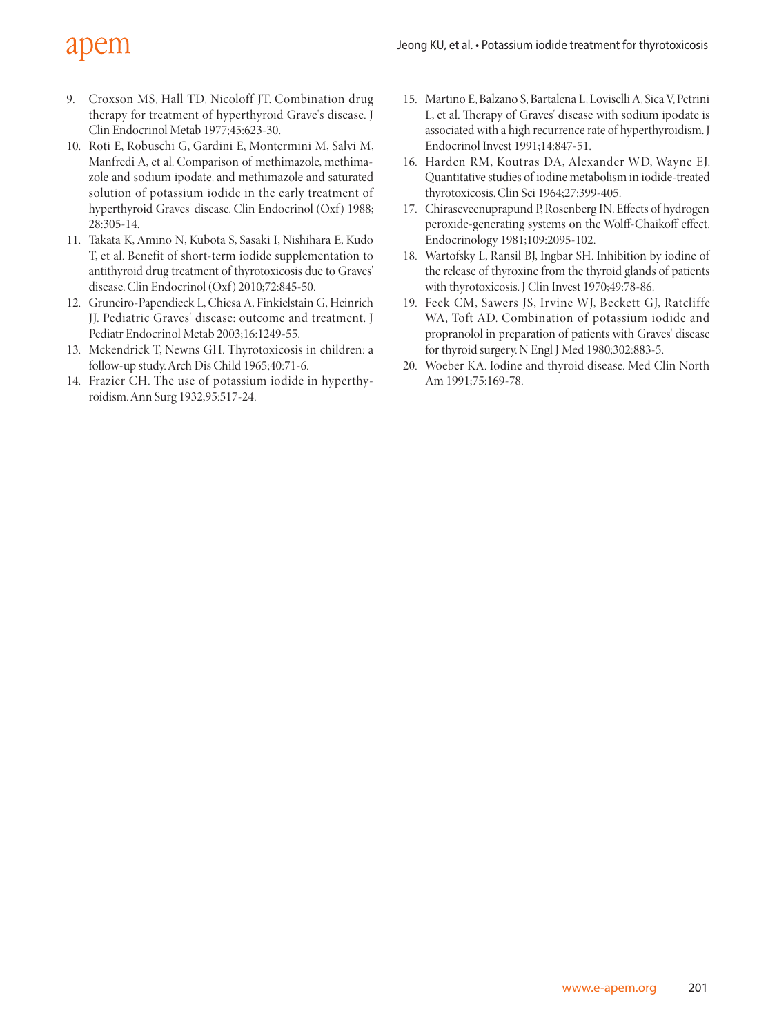9. Croxson MS, Hall TD, Nicoloff JT. Combination drug therapy for treatment of hyperthyroid Grave's disease. J Clin Endocrinol Metab 1977;45:623-30.
10. Roti E, Robuschi G, Gardini E, Montermini M, Salvi M, Manfredi A, et al. Comparison of methimazole, methimazole and sodium ipodate, and methimazole and saturated solution of potassium iodide in the early treatment of hyperthyroid Graves' disease. Clin Endocrinol (Oxf) 1988; 28:305-14.
11. Takata K, Amino N, Kubota S, Sasaki I, Nishihara E, Kudo T, et al. Benefit of short-term iodide supplementation to antithyroid drug treatment of thyrotoxicosis due to Graves' disease. Clin Endocrinol (Oxf) 2010;72:845-50.
12. Gruneiro-Papendieck L, Chiesa A, Finkielstain G, Heinrich JJ. Pediatric Graves' disease: outcome and treatment. J Pediatr Endocrinol Metab 2003;16:1249-55.
13. Mckendrick T, Newns GH. Thyrotoxicosis in children: a follow-up study. Arch Dis Child 1965;40:71-6.
14. Frazier CH. The use of potassium iodide in hyperthyroidism. Ann Surg 1932;95:517-24.
15. Martino E, Balzano S, Bartalena L, Loviselli A, Sica V, Petrini L, et al. Therapy of Graves' disease with sodium ipodate is associated with a high recurrence rate of hyperthyroidism. J Endocrinol Invest 1991;14:847-51.
16. Harden RM, Koutras DA, Alexander WD, Wayne EJ. Quantitative studies of iodine metabolism in iodide-treated thyrotoxicosis. Clin Sci 1964;27:399-405.
17. Chiraseveenuprapund P, Rosenberg IN. Effects of hydrogen peroxide-generating systems on the Wolff-Chaikoff effect. Endocrinology 1981;109:2095-102.
18. Wartofsky L, Ransil BJ, Ingbar SH. Inhibition by iodine of the release of thyroxine from the thyroid glands of patients with thyrotoxicosis. J Clin Invest 1970;49:78-86.
19. Feek CM, Sawers JS, Irvine WJ, Beckett GJ, Ratcliffe WA, Toft AD. Combination of potassium iodide and propranolol in preparation of patients with Graves' disease for thyroid surgery. N Engl J Med 1980;302:883-5.
20. Woeber KA. Iodine and thyroid disease. Med Clin North Am 1991;75:169-78.